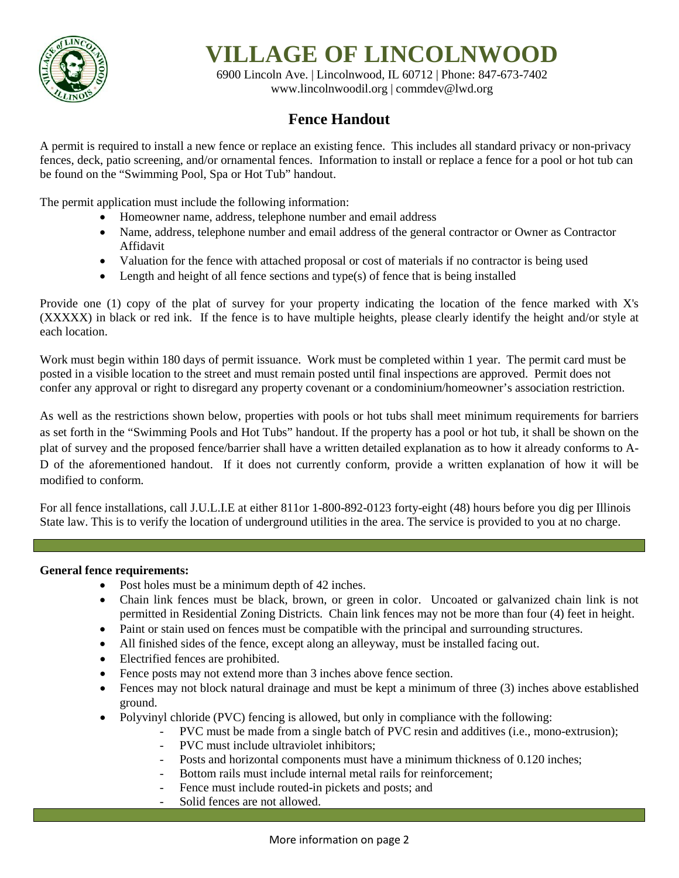# VILLAGE OF LINCOLNWOOD

6900 Lincoln Ave. | Lincolnwood, IL 60712 | Phone: 847-673-7402
www.lincolnwoodil.org | commdev@lwd.org

## Fence Handout

A permit is required to install a new fence or replace an existing fence. This includes all standard privacy or non-privacy fences, deck, patio screening, and/or ornamental fences. Information to install or replace a fence for a pool or hot tub can be found on the "Swimming Pool, Spa or Hot Tub" handout.

The permit application must include the following information:

- Homeowner name, address, telephone number and email address
- Name, address, telephone number and email address of the general contractor or Owner as Contractor Affidavit
- Valuation for the fence with attached proposal or cost of materials if no contractor is being used
- Length and height of all fence sections and type(s) of fence that is being installed

Provide one (1) copy of the plat of survey for your property indicating the location of the fence marked with X's (XXXXX) in black or red ink. If the fence is to have multiple heights, please clearly identify the height and/or style at each location.

Work must begin within 180 days of permit issuance. Work must be completed within 1 year. The permit card must be posted in a visible location to the street and must remain posted until final inspections are approved. Permit does not confer any approval or right to disregard any property covenant or a condominium/homeowner's association restriction.

As well as the restrictions shown below, properties with pools or hot tubs shall meet minimum requirements for barriers as set forth in the "Swimming Pools and Hot Tubs" handout. If the property has a pool or hot tub, it shall be shown on the plat of survey and the proposed fence/barrier shall have a written detailed explanation as to how it already conforms to A-D of the aforementioned handout. If it does not currently conform, provide a written explanation of how it will be modified to conform.

For all fence installations, call J.U.L.I.E at either 811or 1-800-892-0123 forty-eight (48) hours before you dig per Illinois State law. This is to verify the location of underground utilities in the area. The service is provided to you at no charge.

---

**General fence requirements:**

- Post holes must be a minimum depth of 42 inches.
- Chain link fences must be black, brown, or green in color. Uncoated or galvanized chain link is not permitted in Residential Zoning Districts. Chain link fences may not be more than four (4) feet in height.
- Paint or stain used on fences must be compatible with the principal and surrounding structures.
- All finished sides of the fence, except along an alleyway, must be installed facing out.
- Electrified fences are prohibited.
- Fence posts may not extend more than 3 inches above fence section.
- Fences may not block natural drainage and must be kept a minimum of three (3) inches above established ground.
- Polyvinyl chloride (PVC) fencing is allowed, but only in compliance with the following:
  - PVC must be made from a single batch of PVC resin and additives (i.e., mono-extrusion);
  - PVC must include ultraviolet inhibitors;
  - Posts and horizontal components must have a minimum thickness of 0.120 inches;
  - Bottom rails must include internal metal rails for reinforcement;
  - Fence must include routed-in pickets and posts; and
  - Solid fences are not allowed.

---

More information on page 2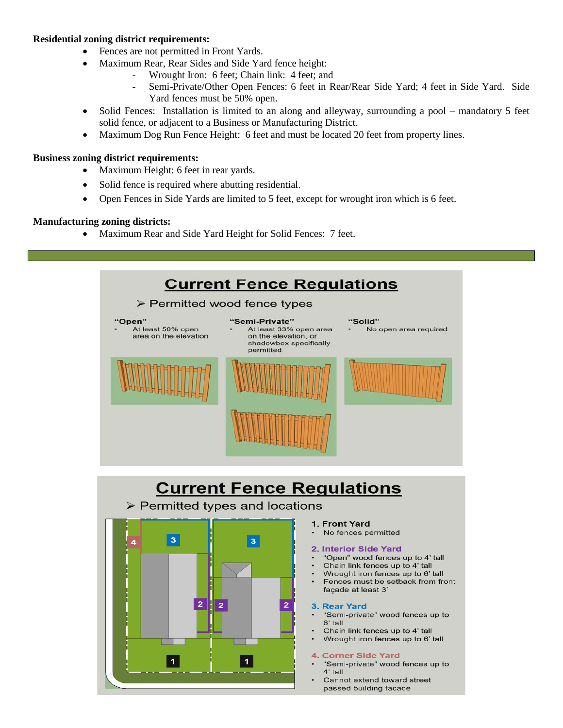**Residential zoning district requirements:**

- Fences are not permitted in Front Yards.
- Maximum Rear, Rear Sides and Side Yard fence height:
  - Wrought Iron: 6 feet; Chain link: 4 feet; and
  - Semi-Private/Other Open Fences: 6 feet in Rear/Rear Side Yard; 4 feet in Side Yard. Side Yard fences must be 50% open.
- Solid Fences: Installation is limited to an along and alleyway, surrounding a pool – mandatory 5 feet solid fence, or adjacent to a Business or Manufacturing District.
- Maximum Dog Run Fence Height: 6 feet and must be located 20 feet from property lines.

**Business zoning district requirements:**

- Maximum Height: 6 feet in rear yards.
- Solid fence is required where abutting residential.
- Open Fences in Side Yards are limited to 5 feet, except for wrought iron which is 6 feet.

**Manufacturing zoning districts:**

- Maximum Rear and Side Yard Height for Solid Fences: 7 feet.

---

## Current Fence Regulations

➢ Permitted wood fence types

**"Open"**
- At least 50% open area on the elevation

**"Semi-Private"**
- At least 33% open area on the elevation, or shadowbox specifically permitted

**"Solid"**
- No open area required

## Current Fence Regulations

➢ Permitted types and locations

1
2
3
4

**1. Front Yard**
- No fences permitted

**2. Interior Side Yard**
- "Open" wood fences up to 4' tall
- Chain link fences up to 4' tall
- Wrought iron fences up to 6' tall
- Fences must be setback from front façade at least 3'

**3. Rear Yard**
- "Semi-private" wood fences up to 6' tall
- Chain link fences up to 4' tall
- Wrought iron fences up to 6' tall

**4. Corner Side Yard**
- "Semi-private" wood fences up to 4' tall
- Cannot extend toward street passed building facade